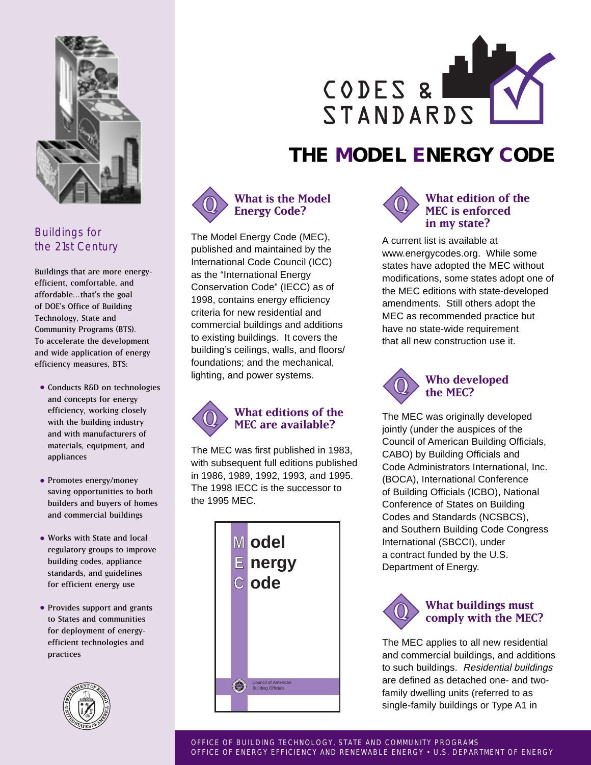# CODES & STANDARDS

# THE MODEL ENERGY CODE

## Buildings for the 21st Century

Buildings that are more energy-efficient, comfortable, and affordable...that's the goal of DOE's Office of Building Technology, State and Community Programs (BTS). To accelerate the development and wide application of energy efficiency measures, BTS:

- Conducts R&D on technologies and concepts for energy efficiency, working closely with the building industry and with manufacturers of materials, equipment, and appliances
- Promotes energy/money saving opportunities to both builders and buyers of homes and commercial buildings
- Works with State and local regulatory groups to improve building codes, appliance standards, and guidelines for efficient energy use
- Provides support and grants to States and communities for deployment of energy-efficient technologies and practices

### What is the Model Energy Code?

The Model Energy Code (MEC), published and maintained by the International Code Council (ICC) as the "International Energy Conservation Code" (IECC) as of 1998, contains energy efficiency criteria for new residential and commercial buildings and additions to existing buildings. It covers the building's ceilings, walls, and floors/foundations; and the mechanical, lighting, and power systems.

### What editions of the MEC are available?

The MEC was first published in 1983, with subsequent full editions published in 1986, 1989, 1992, 1993, and 1995. The 1998 IECC is the successor to the 1995 MEC.

**M**odel
**E**nergy
**C**ode

Council of American Building Officials

### What edition of the MEC is enforced in my state?

A current list is available at www.energycodes.org. While some states have adopted the MEC without modifications, some states adopt one of the MEC editions with state-developed amendments. Still others adopt the MEC as recommended practice but have no state-wide requirement that all new construction use it.

### Who developed the MEC?

The MEC was originally developed jointly (under the auspices of the Council of American Building Officials, CABO) by Building Officials and Code Administrators International, Inc. (BOCA), International Conference of Building Officials (ICBO), National Conference of States on Building Codes and Standards (NCSBCS), and Southern Building Code Congress International (SBCCI), under a contract funded by the U.S. Department of Energy.

### What buildings must comply with the MEC?

The MEC applies to all new residential and commercial buildings, and additions to such buildings. *Residential buildings* are defined as detached one- and two-family dwelling units (referred to as single-family buildings or Type A1 in

OFFICE OF BUILDING TECHNOLOGY, STATE AND COMMUNITY PROGRAMS
OFFICE OF ENERGY EFFICIENCY AND RENEWABLE ENERGY • U.S. DEPARTMENT OF ENERGY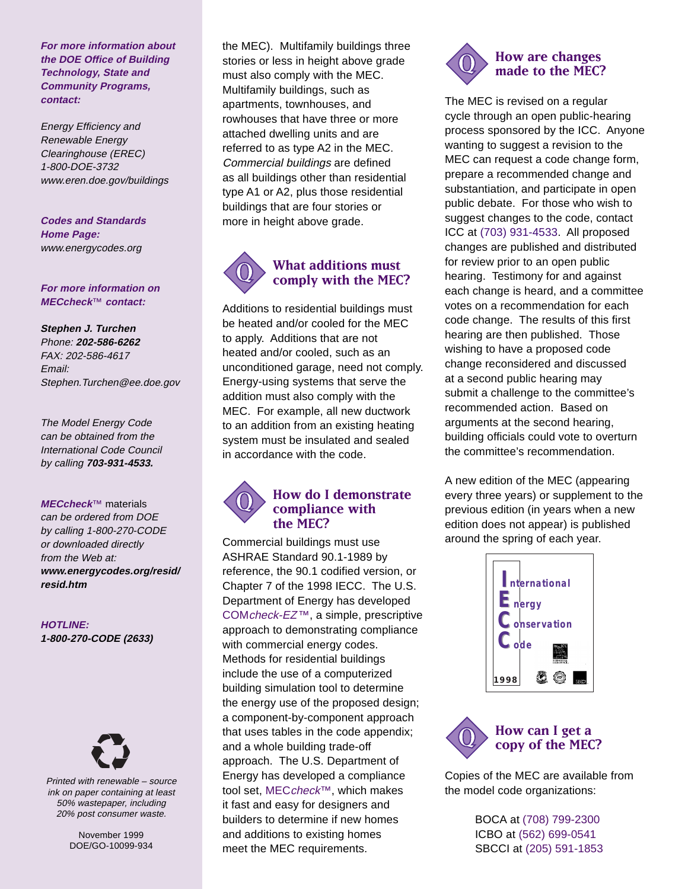*For more information about the DOE Office of Building Technology, State and Community Programs, contact:*

*Energy Efficiency and Renewable Energy Clearinghouse (EREC)*
*1-800-DOE-3732*
*www.eren.doe.gov/buildings*

***Codes and Standards Home Page:***
*www.energycodes.org*

***For more information on MECcheck™ contact:***

***Stephen J. Turchen***
*Phone:* ***202-586-6262***
*FAX: 202-586-4617*
*Email:*
*Stephen.Turchen@ee.doe.gov*

*The Model Energy Code can be obtained from the International Code Council by calling* ***703-931-4533.***

***MECcheck***™ *materials can be ordered from DOE by calling 1-800-270-CODE or downloaded directly from the Web at:* ***www.energycodes.org/resid/resid.htm***

***HOTLINE:***
***1-800-270-CODE (2633)***

*Printed with renewable – source ink on paper containing at least 50% wastepaper, including 20% post consumer waste.*

November 1999
DOE/GO-10099-934

the MEC). Multifamily buildings three stories or less in height above grade must also comply with the MEC. Multifamily buildings, such as apartments, townhouses, and rowhouses that have three or more attached dwelling units and are referred to as type A2 in the MEC. *Commercial buildings* are defined as all buildings other than residential type A1 or A2, plus those residential buildings that are four stories or more in height above grade.

## What additions must comply with the MEC?

Additions to residential buildings must be heated and/or cooled for the MEC to apply. Additions that are not heated and/or cooled, such as an unconditioned garage, need not comply. Energy-using systems that serve the addition must also comply with the MEC. For example, all new ductwork to an addition from an existing heating system must be insulated and sealed in accordance with the code.

## How do I demonstrate compliance with the MEC?

Commercial buildings must use ASHRAE Standard 90.1-1989 by reference, the 90.1 codified version, or Chapter 7 of the 1998 IECC. The U.S. Department of Energy has developed COM*check-EZ*™, a simple, prescriptive approach to demonstrating compliance with commercial energy codes. Methods for residential buildings include the use of a computerized building simulation tool to determine the energy use of the proposed design; a component-by-component approach that uses tables in the code appendix; and a whole building trade-off approach. The U.S. Department of Energy has developed a compliance tool set, MEC*check*™, which makes it fast and easy for designers and builders to determine if new homes and additions to existing homes meet the MEC requirements.

## How are changes made to the MEC?

The MEC is revised on a regular cycle through an open public-hearing process sponsored by the ICC. Anyone wanting to suggest a revision to the MEC can request a code change form, prepare a recommended change and substantiation, and participate in open public debate. For those who wish to suggest changes to the code, contact ICC at (703) 931-4533. All proposed changes are published and distributed for review prior to an open public hearing. Testimony for and against each change is heard, and a committee votes on a recommendation for each code change. The results of this first hearing are then published. Those wishing to have a proposed code change reconsidered and discussed at a second public hearing may submit a challenge to the committee's recommended action. Based on arguments at the second hearing, building officials could vote to overturn the committee's recommendation.

A new edition of the MEC (appearing every three years) or supplement to the previous edition (in years when a new edition does not appear) is published around the spring of each year.

International
Energy
Conservation
Code
1998

## How can I get a copy of the MEC?

Copies of the MEC are available from the model code organizations:

BOCA at (708) 799-2300
ICBO at (562) 699-0541
SBCCI at (205) 591-1853